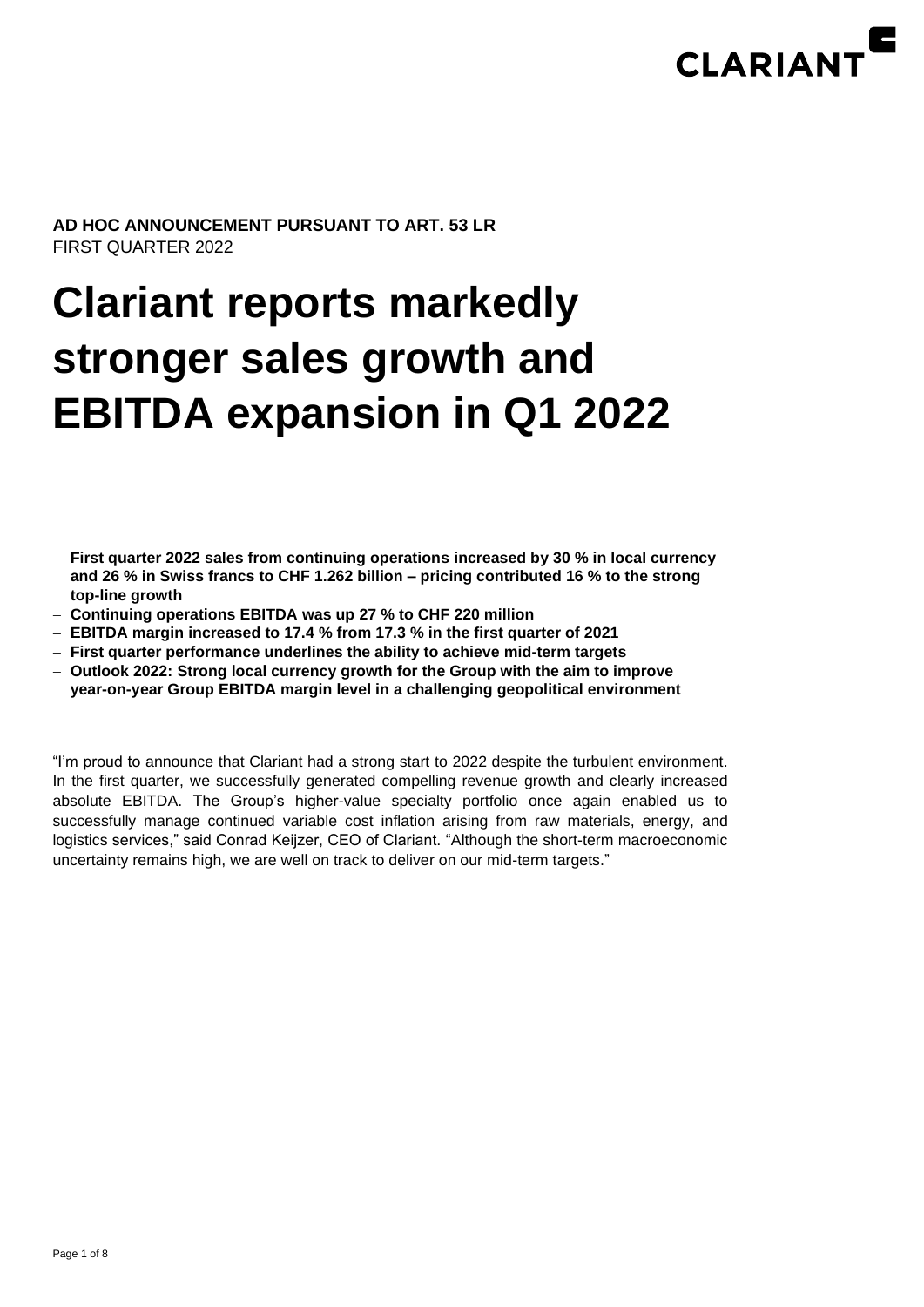**AD HOC ANNOUNCEMENT PURSUANT TO ART. 53 LR**
FIRST QUARTER 2022

# Clariant reports markedly stronger sales growth and EBITDA expansion in Q1 2022

- **First quarter 2022 sales from continuing operations increased by 30 % in local currency and 26 % in Swiss francs to CHF 1.262 billion – pricing contributed 16 % to the strong top-line growth**
- **Continuing operations EBITDA was up 27 % to CHF 220 million**
- **EBITDA margin increased to 17.4 % from 17.3 % in the first quarter of 2021**
- **First quarter performance underlines the ability to achieve mid-term targets**
- **Outlook 2022: Strong local currency growth for the Group with the aim to improve year-on-year Group EBITDA margin level in a challenging geopolitical environment**

"I'm proud to announce that Clariant had a strong start to 2022 despite the turbulent environment. In the first quarter, we successfully generated compelling revenue growth and clearly increased absolute EBITDA. The Group's higher-value specialty portfolio once again enabled us to successfully manage continued variable cost inflation arising from raw materials, energy, and logistics services," said Conrad Keijzer, CEO of Clariant. "Although the short-term macroeconomic uncertainty remains high, we are well on track to deliver on our mid-term targets."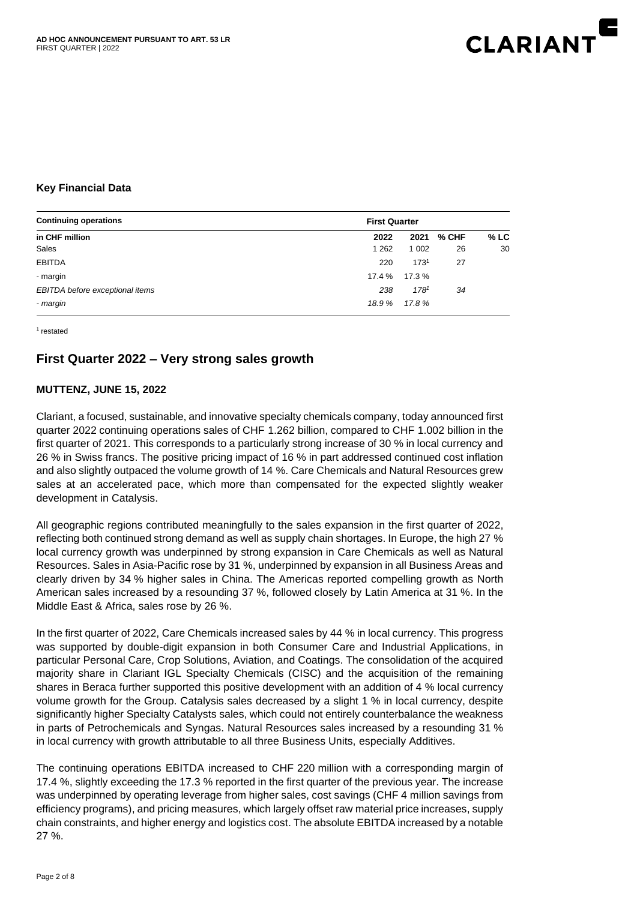### Key Financial Data

| Continuing operations | First Quarter | | | |
|---|---|---|---|---|
| in CHF million | 2022 | 2021 | % CHF | % LC |
| Sales | 1 262 | 1 002 | 26 | 30 |
| EBITDA | 220 | 173[1] | 27 | |
| - margin | 17.4 % | 17.3 % | | |
| *EBITDA before exceptional items* | *238* | *178[1]* | *34* | |
| *- margin* | *18.9 %* | *17.8 %* | | |

[1] restated

## First Quarter 2022 – Very strong sales growth

**MUTTENZ, JUNE 15, 2022**

Clariant, a focused, sustainable, and innovative specialty chemicals company, today announced first quarter 2022 continuing operations sales of CHF 1.262 billion, compared to CHF 1.002 billion in the first quarter of 2021. This corresponds to a particularly strong increase of 30 % in local currency and 26 % in Swiss francs. The positive pricing impact of 16 % in part addressed continued cost inflation and also slightly outpaced the volume growth of 14 %. Care Chemicals and Natural Resources grew sales at an accelerated pace, which more than compensated for the expected slightly weaker development in Catalysis.

All geographic regions contributed meaningfully to the sales expansion in the first quarter of 2022, reflecting both continued strong demand as well as supply chain shortages. In Europe, the high 27 % local currency growth was underpinned by strong expansion in Care Chemicals as well as Natural Resources. Sales in Asia-Pacific rose by 31 %, underpinned by expansion in all Business Areas and clearly driven by 34 % higher sales in China. The Americas reported compelling growth as North American sales increased by a resounding 37 %, followed closely by Latin America at 31 %. In the Middle East & Africa, sales rose by 26 %.

In the first quarter of 2022, Care Chemicals increased sales by 44 % in local currency. This progress was supported by double-digit expansion in both Consumer Care and Industrial Applications, in particular Personal Care, Crop Solutions, Aviation, and Coatings. The consolidation of the acquired majority share in Clariant IGL Specialty Chemicals (CISC) and the acquisition of the remaining shares in Beraca further supported this positive development with an addition of 4 % local currency volume growth for the Group. Catalysis sales decreased by a slight 1 % in local currency, despite significantly higher Specialty Catalysts sales, which could not entirely counterbalance the weakness in parts of Petrochemicals and Syngas. Natural Resources sales increased by a resounding 31 % in local currency with growth attributable to all three Business Units, especially Additives.

The continuing operations EBITDA increased to CHF 220 million with a corresponding margin of 17.4 %, slightly exceeding the 17.3 % reported in the first quarter of the previous year. The increase was underpinned by operating leverage from higher sales, cost savings (CHF 4 million savings from efficiency programs), and pricing measures, which largely offset raw material price increases, supply chain constraints, and higher energy and logistics cost. The absolute EBITDA increased by a notable 27 %.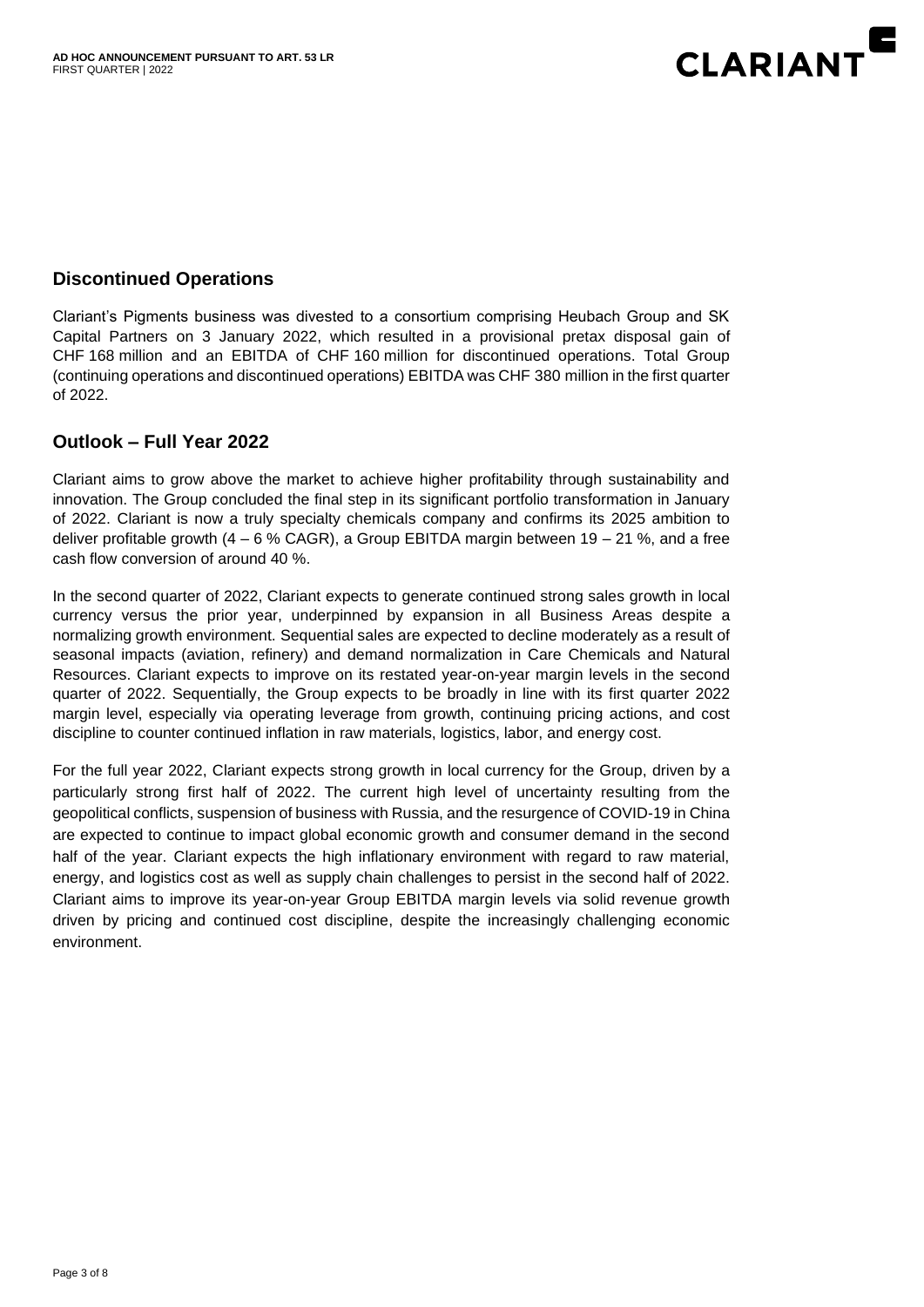## Discontinued Operations

Clariant's Pigments business was divested to a consortium comprising Heubach Group and SK Capital Partners on 3 January 2022, which resulted in a provisional pretax disposal gain of CHF 168 million and an EBITDA of CHF 160 million for discontinued operations. Total Group (continuing operations and discontinued operations) EBITDA was CHF 380 million in the first quarter of 2022.

## Outlook – Full Year 2022

Clariant aims to grow above the market to achieve higher profitability through sustainability and innovation. The Group concluded the final step in its significant portfolio transformation in January of 2022. Clariant is now a truly specialty chemicals company and confirms its 2025 ambition to deliver profitable growth (4 – 6 % CAGR), a Group EBITDA margin between 19 – 21 %, and a free cash flow conversion of around 40 %.

In the second quarter of 2022, Clariant expects to generate continued strong sales growth in local currency versus the prior year, underpinned by expansion in all Business Areas despite a normalizing growth environment. Sequential sales are expected to decline moderately as a result of seasonal impacts (aviation, refinery) and demand normalization in Care Chemicals and Natural Resources. Clariant expects to improve on its restated year-on-year margin levels in the second quarter of 2022. Sequentially, the Group expects to be broadly in line with its first quarter 2022 margin level, especially via operating leverage from growth, continuing pricing actions, and cost discipline to counter continued inflation in raw materials, logistics, labor, and energy cost.

For the full year 2022, Clariant expects strong growth in local currency for the Group, driven by a particularly strong first half of 2022. The current high level of uncertainty resulting from the geopolitical conflicts, suspension of business with Russia, and the resurgence of COVID-19 in China are expected to continue to impact global economic growth and consumer demand in the second half of the year. Clariant expects the high inflationary environment with regard to raw material, energy, and logistics cost as well as supply chain challenges to persist in the second half of 2022. Clariant aims to improve its year-on-year Group EBITDA margin levels via solid revenue growth driven by pricing and continued cost discipline, despite the increasingly challenging economic environment.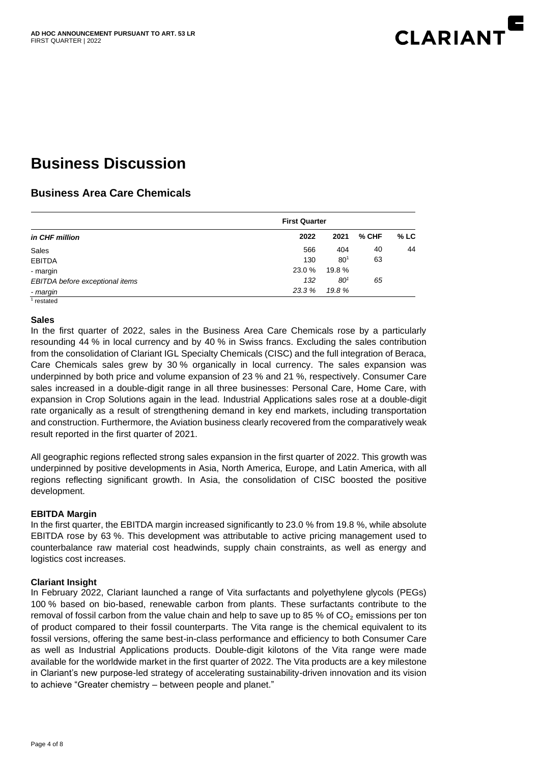# Business Discussion

## Business Area Care Chemicals

| | First Quarter | | | |
|---|---|---|---|---|
| *in CHF million* | 2022 | 2021 | % CHF | % LC |
| Sales | 566 | 404 | 40 | 44 |
| EBITDA | 130 | 80[1] | 63 | |
| - margin | 23.0 % | 19.8 % | | |
| *EBITDA before exceptional items* | *132* | *80*[1] | *65* | |
| *- margin* | *23.3 %* | *19.8 %* | | |

[1] restated

### Sales

In the first quarter of 2022, sales in the Business Area Care Chemicals rose by a particularly resounding 44 % in local currency and by 40 % in Swiss francs. Excluding the sales contribution from the consolidation of Clariant IGL Specialty Chemicals (CISC) and the full integration of Beraca, Care Chemicals sales grew by 30 % organically in local currency. The sales expansion was underpinned by both price and volume expansion of 23 % and 21 %, respectively. Consumer Care sales increased in a double-digit range in all three businesses: Personal Care, Home Care, with expansion in Crop Solutions again in the lead. Industrial Applications sales rose at a double-digit rate organically as a result of strengthening demand in key end markets, including transportation and construction. Furthermore, the Aviation business clearly recovered from the comparatively weak result reported in the first quarter of 2021.

All geographic regions reflected strong sales expansion in the first quarter of 2022. This growth was underpinned by positive developments in Asia, North America, Europe, and Latin America, with all regions reflecting significant growth. In Asia, the consolidation of CISC boosted the positive development.

### EBITDA Margin

In the first quarter, the EBITDA margin increased significantly to 23.0 % from 19.8 %, while absolute EBITDA rose by 63 %. This development was attributable to active pricing management used to counterbalance raw material cost headwinds, supply chain constraints, as well as energy and logistics cost increases.

### Clariant Insight

In February 2022, Clariant launched a range of Vita surfactants and polyethylene glycols (PEGs) 100 % based on bio-based, renewable carbon from plants. These surfactants contribute to the removal of fossil carbon from the value chain and help to save up to 85 % of $CO_2$ emissions per ton of product compared to their fossil counterparts. The Vita range is the chemical equivalent to its fossil versions, offering the same best-in-class performance and efficiency to both Consumer Care as well as Industrial Applications products. Double-digit kilotons of the Vita range were made available for the worldwide market in the first quarter of 2022. The Vita products are a key milestone in Clariant's new purpose-led strategy of accelerating sustainability-driven innovation and its vision to achieve "Greater chemistry – between people and planet."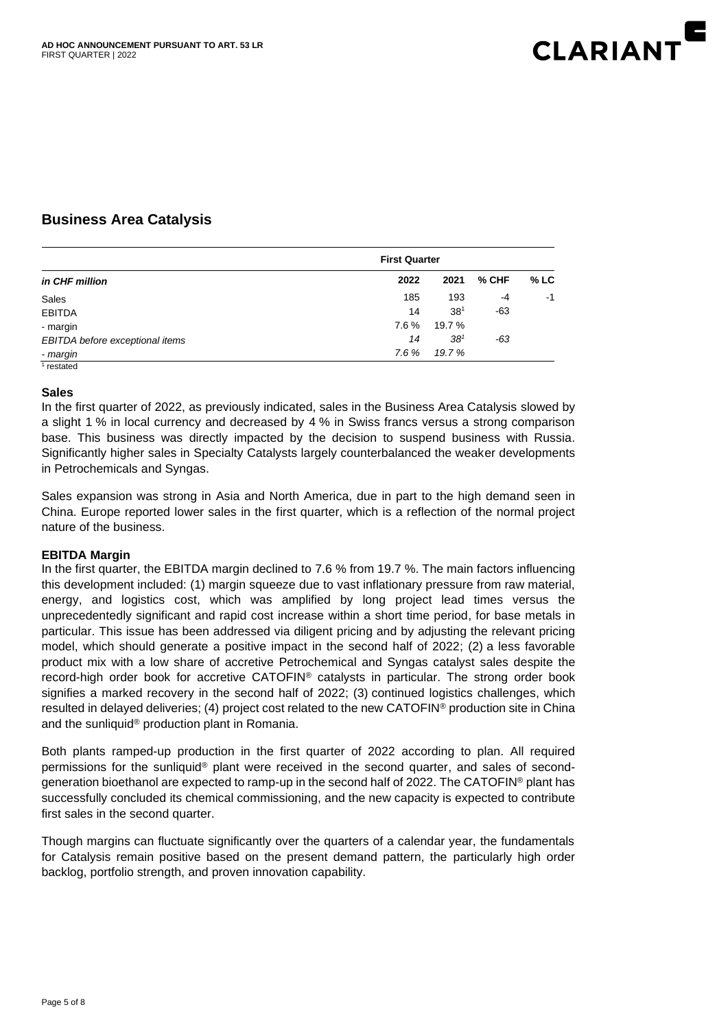## Business Area Catalysis

| *in CHF million* | First Quarter 2022 | 2021 | % CHF | % LC |
|---|---|---|---|---|
| Sales | 185 | 193 | -4 | -1 |
| EBITDA | 14 | 38[1] | -63 | |
| - margin | 7.6 % | 19.7 % | | |
| *EBITDA before exceptional items* | *14* | *38*[1] | *-63* | |
| *- margin* | *7.6 %* | *19.7 %* | | |

[1] restated

**Sales**

In the first quarter of 2022, as previously indicated, sales in the Business Area Catalysis slowed by a slight 1 % in local currency and decreased by 4 % in Swiss francs versus a strong comparison base. This business was directly impacted by the decision to suspend business with Russia. Significantly higher sales in Specialty Catalysts largely counterbalanced the weaker developments in Petrochemicals and Syngas.

Sales expansion was strong in Asia and North America, due in part to the high demand seen in China. Europe reported lower sales in the first quarter, which is a reflection of the normal project nature of the business.

**EBITDA Margin**

In the first quarter, the EBITDA margin declined to 7.6 % from 19.7 %. The main factors influencing this development included: (1) margin squeeze due to vast inflationary pressure from raw material, energy, and logistics cost, which was amplified by long project lead times versus the unprecedentedly significant and rapid cost increase within a short time period, for base metals in particular. This issue has been addressed via diligent pricing and by adjusting the relevant pricing model, which should generate a positive impact in the second half of 2022; (2) a less favorable product mix with a low share of accretive Petrochemical and Syngas catalyst sales despite the record-high order book for accretive CATOFIN® catalysts in particular. The strong order book signifies a marked recovery in the second half of 2022; (3) continued logistics challenges, which resulted in delayed deliveries; (4) project cost related to the new CATOFIN® production site in China and the sunliquid® production plant in Romania.

Both plants ramped-up production in the first quarter of 2022 according to plan. All required permissions for the sunliquid® plant were received in the second quarter, and sales of second-generation bioethanol are expected to ramp-up in the second half of 2022. The CATOFIN® plant has successfully concluded its chemical commissioning, and the new capacity is expected to contribute first sales in the second quarter.

Though margins can fluctuate significantly over the quarters of a calendar year, the fundamentals for Catalysis remain positive based on the present demand pattern, the particularly high order backlog, portfolio strength, and proven innovation capability.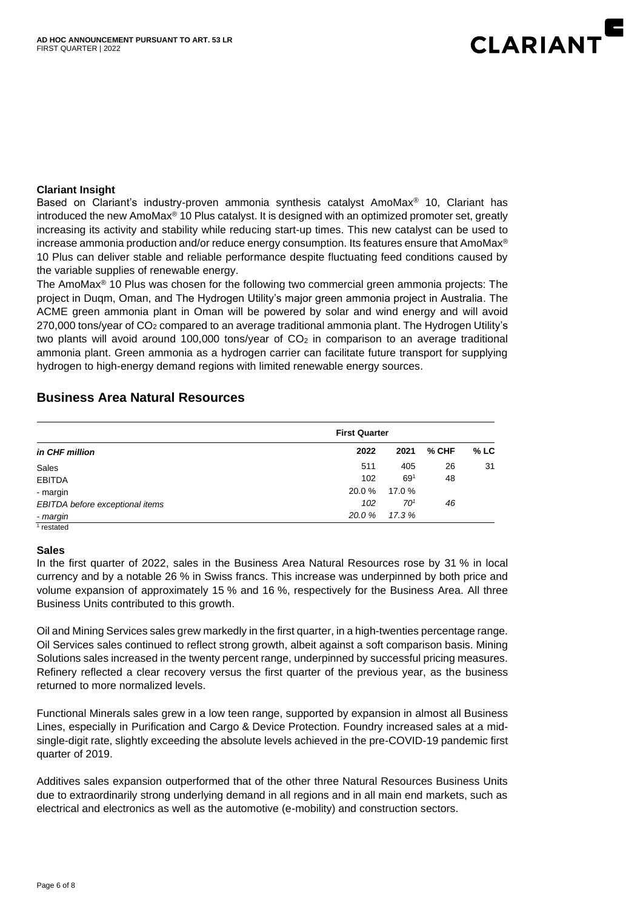**Clariant Insight**

Based on Clariant's industry-proven ammonia synthesis catalyst AmoMax® 10, Clariant has introduced the new AmoMax® 10 Plus catalyst. It is designed with an optimized promoter set, greatly increasing its activity and stability while reducing start-up times. This new catalyst can be used to increase ammonia production and/or reduce energy consumption. Its features ensure that AmoMax® 10 Plus can deliver stable and reliable performance despite fluctuating feed conditions caused by the variable supplies of renewable energy.

The AmoMax® 10 Plus was chosen for the following two commercial green ammonia projects: The project in Duqm, Oman, and The Hydrogen Utility's major green ammonia project in Australia. The ACME green ammonia plant in Oman will be powered by solar and wind energy and will avoid 270,000 tons/year of $CO_2$ compared to an average traditional ammonia plant. The Hydrogen Utility's two plants will avoid around 100,000 tons/year of $CO_2$ in comparison to an average traditional ammonia plant. Green ammonia as a hydrogen carrier can facilitate future transport for supplying hydrogen to high-energy demand regions with limited renewable energy sources.

## Business Area Natural Resources

| | First Quarter | | | |
|---|---|---|---|---|
| *in CHF million* | 2022 | 2021 | % CHF | % LC |
| Sales | 511 | 405 | 26 | 31 |
| EBITDA | 102 | 69[1] | 48 | |
| - margin | 20.0 % | 17.0 % | | |
| *EBITDA before exceptional items* | *102* | *70[1]* | *46* | |
| *- margin* | *20.0 %* | *17.3 %* | | |

[1] restated

**Sales**

In the first quarter of 2022, sales in the Business Area Natural Resources rose by 31 % in local currency and by a notable 26 % in Swiss francs. This increase was underpinned by both price and volume expansion of approximately 15 % and 16 %, respectively for the Business Area. All three Business Units contributed to this growth.

Oil and Mining Services sales grew markedly in the first quarter, in a high-twenties percentage range. Oil Services sales continued to reflect strong growth, albeit against a soft comparison basis. Mining Solutions sales increased in the twenty percent range, underpinned by successful pricing measures. Refinery reflected a clear recovery versus the first quarter of the previous year, as the business returned to more normalized levels.

Functional Minerals sales grew in a low teen range, supported by expansion in almost all Business Lines, especially in Purification and Cargo & Device Protection. Foundry increased sales at a mid-single-digit rate, slightly exceeding the absolute levels achieved in the pre-COVID-19 pandemic first quarter of 2019.

Additives sales expansion outperformed that of the other three Natural Resources Business Units due to extraordinarily strong underlying demand in all regions and in all main end markets, such as electrical and electronics as well as the automotive (e-mobility) and construction sectors.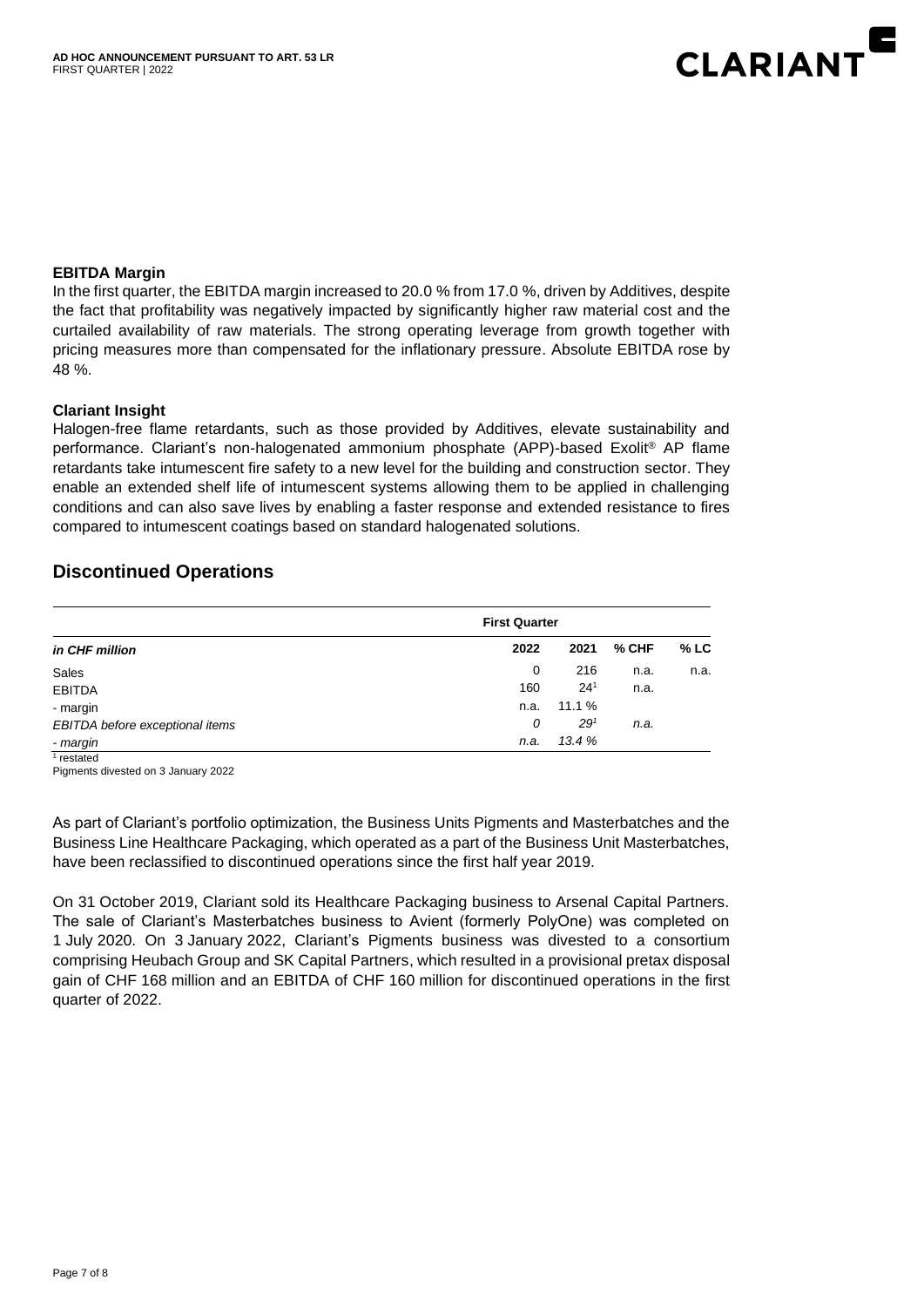**EBITDA Margin**

In the first quarter, the EBITDA margin increased to 20.0 % from 17.0 %, driven by Additives, despite the fact that profitability was negatively impacted by significantly higher raw material cost and the curtailed availability of raw materials. The strong operating leverage from growth together with pricing measures more than compensated for the inflationary pressure. Absolute EBITDA rose by 48 %.

**Clariant Insight**

Halogen-free flame retardants, such as those provided by Additives, elevate sustainability and performance. Clariant's non-halogenated ammonium phosphate (APP)-based Exolit® AP flame retardants take intumescent fire safety to a new level for the building and construction sector. They enable an extended shelf life of intumescent systems allowing them to be applied in challenging conditions and can also save lives by enabling a faster response and extended resistance to fires compared to intumescent coatings based on standard halogenated solutions.

## Discontinued Operations

| | First Quarter | | | |
|---|---|---|---|---|
| *in CHF million* | 2022 | 2021 | % CHF | % LC |
| Sales | 0 | 216 | n.a. | n.a. |
| EBITDA | 160 | 24[1] | n.a. | |
| - margin | n.a. | 11.1 % | | |
| *EBITDA before exceptional items* | *0* | *29[1]* | *n.a.* | |
| *- margin* | *n.a.* | *13.4 %* | | |

[1] restated

Pigments divested on 3 January 2022

As part of Clariant's portfolio optimization, the Business Units Pigments and Masterbatches and the Business Line Healthcare Packaging, which operated as a part of the Business Unit Masterbatches, have been reclassified to discontinued operations since the first half year 2019.

On 31 October 2019, Clariant sold its Healthcare Packaging business to Arsenal Capital Partners. The sale of Clariant's Masterbatches business to Avient (formerly PolyOne) was completed on 1 July 2020. On 3 January 2022, Clariant's Pigments business was divested to a consortium comprising Heubach Group and SK Capital Partners, which resulted in a provisional pretax disposal gain of CHF 168 million and an EBITDA of CHF 160 million for discontinued operations in the first quarter of 2022.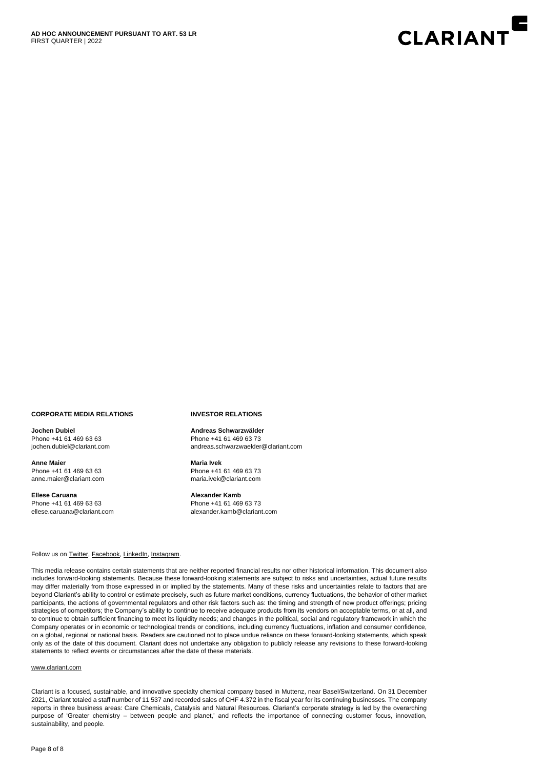**CORPORATE MEDIA RELATIONS**

**Jochen Dubiel**
Phone +41 61 469 63 63
jochen.dubiel@clariant.com

**Anne Maier**
Phone +41 61 469 63 63
anne.maier@clariant.com

**Ellese Caruana**
Phone +41 61 469 63 63
ellese.caruana@clariant.com

**INVESTOR RELATIONS**

**Andreas Schwarzwälder**
Phone +41 61 469 63 73
andreas.schwarzwaelder@clariant.com

**Maria Ivek**
Phone +41 61 469 63 73
maria.ivek@clariant.com

**Alexander Kamb**
Phone +41 61 469 63 73
alexander.kamb@clariant.com

Follow us on Twitter, Facebook, LinkedIn, Instagram.

This media release contains certain statements that are neither reported financial results nor other historical information. This document also includes forward-looking statements. Because these forward-looking statements are subject to risks and uncertainties, actual future results may differ materially from those expressed in or implied by the statements. Many of these risks and uncertainties relate to factors that are beyond Clariant's ability to control or estimate precisely, such as future market conditions, currency fluctuations, the behavior of other market participants, the actions of governmental regulators and other risk factors such as: the timing and strength of new product offerings; pricing strategies of competitors; the Company's ability to continue to receive adequate products from its vendors on acceptable terms, or at all, and to continue to obtain sufficient financing to meet its liquidity needs; and changes in the political, social and regulatory framework in which the Company operates or in economic or technological trends or conditions, including currency fluctuations, inflation and consumer confidence, on a global, regional or national basis. Readers are cautioned not to place undue reliance on these forward-looking statements, which speak only as of the date of this document. Clariant does not undertake any obligation to publicly release any revisions to these forward-looking statements to reflect events or circumstances after the date of these materials.

www.clariant.com

Clariant is a focused, sustainable, and innovative specialty chemical company based in Muttenz, near Basel/Switzerland. On 31 December 2021, Clariant totaled a staff number of 11 537 and recorded sales of CHF 4.372 in the fiscal year for its continuing businesses. The company reports in three business areas: Care Chemicals, Catalysis and Natural Resources. Clariant's corporate strategy is led by the overarching purpose of 'Greater chemistry – between people and planet,' and reflects the importance of connecting customer focus, innovation, sustainability, and people.